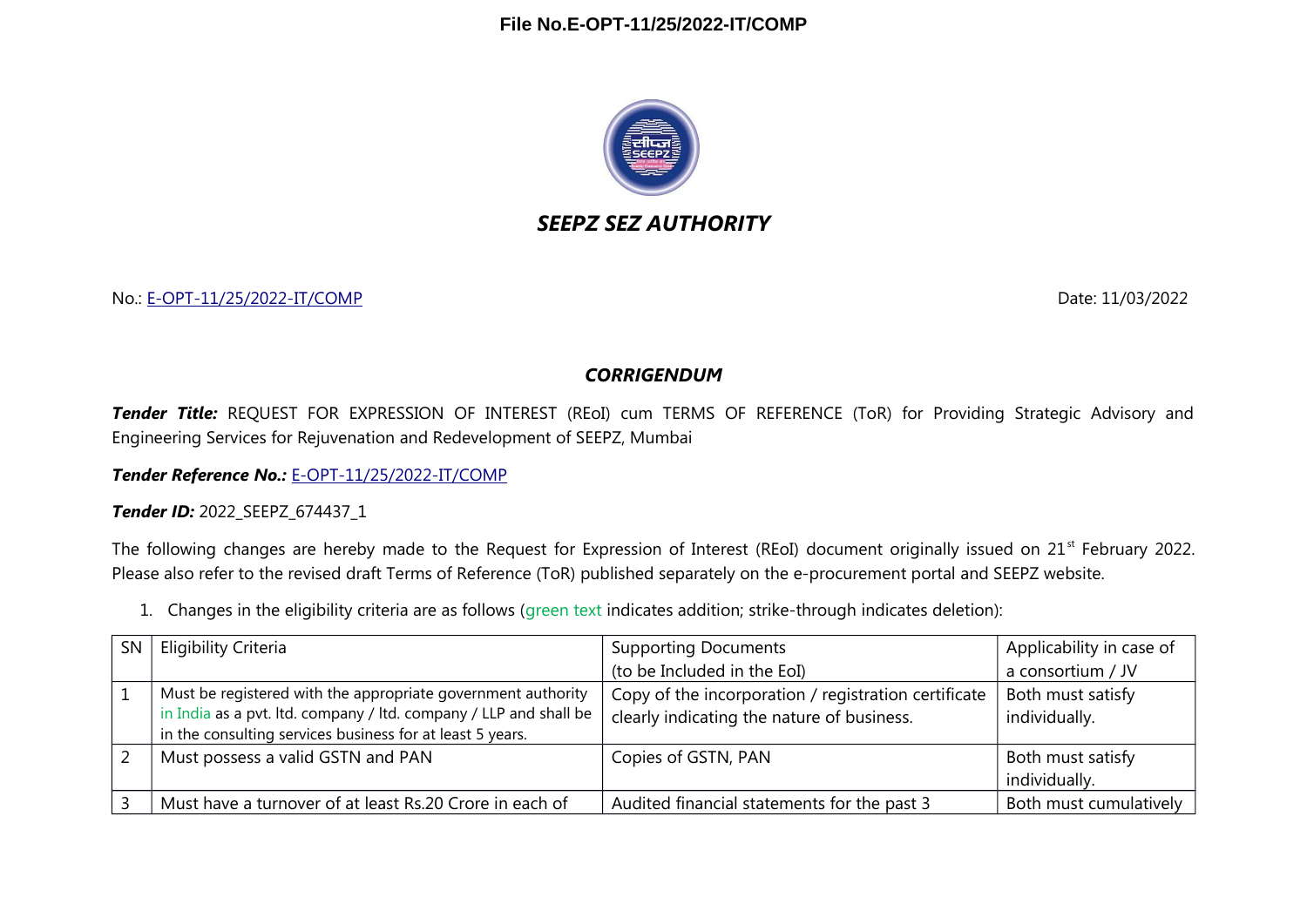File No.E-OPT-11/25/2022-IT/COMP

# SEEPZ SEZ AUTHORITY

No.: E-OPT-11/25/2022-IT/COMP

Date: 11/03/2022

## CORRIGENDUM

***Tender Title:*** REQUEST FOR EXPRESSION OF INTEREST (REoI) cum TERMS OF REFERENCE (ToR) for Providing Strategic Advisory and Engineering Services for Rejuvenation and Redevelopment of SEEPZ, Mumbai

***Tender Reference No.:*** E-OPT-11/25/2022-IT/COMP

***Tender ID:*** 2022_SEEPZ_674437_1

The following changes are hereby made to the Request for Expression of Interest (REoI) document originally issued on 21st February 2022. Please also refer to the revised draft Terms of Reference (ToR) published separately on the e-procurement portal and SEEPZ website.

1. Changes in the eligibility criteria are as follows (green text indicates addition; strike-through indicates deletion):

| SN | Eligibility Criteria | Supporting Documents (to be Included in the EoI) | Applicability in case of a consortium / JV |
|---|---|---|---|
| 1 | Must be registered with the appropriate government authority in India as a pvt. ltd. company / ltd. company / LLP and shall be in the consulting services business for at least 5 years. | Copy of the incorporation / registration certificate clearly indicating the nature of business. | Both must satisfy individually. |
| 2 | Must possess a valid GSTN and PAN | Copies of GSTN, PAN | Both must satisfy individually. |
| 3 | Must have a turnover of at least Rs.20 Crore in each of | Audited financial statements for the past 3 | Both must cumulatively |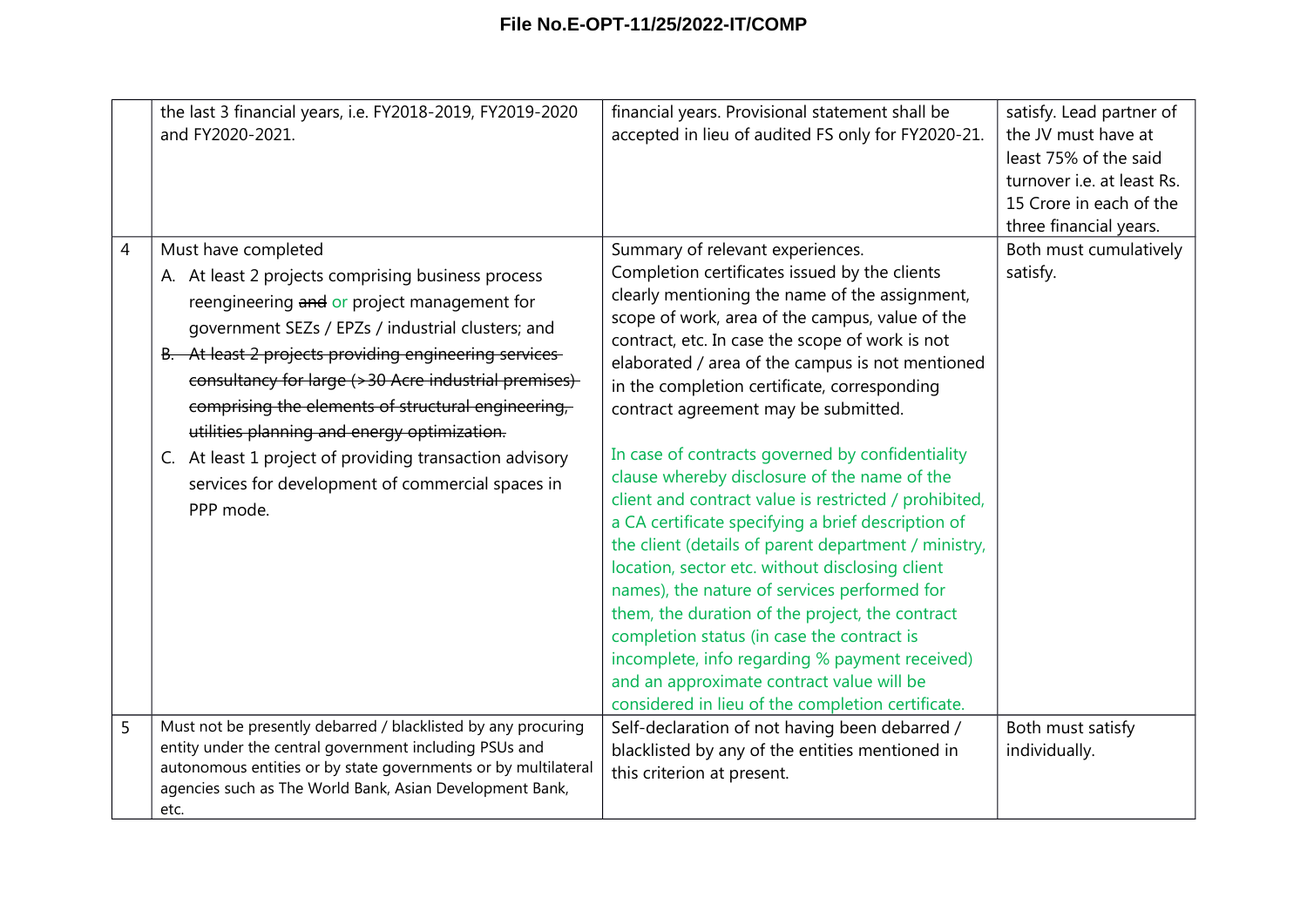| | | | |
|---|---|---|---|
| | the last 3 financial years, i.e. FY2018-2019, FY2019-2020 and FY2020-2021. | financial years. Provisional statement shall be accepted in lieu of audited FS only for FY2020-21. | satisfy. Lead partner of the JV must have at least 75% of the said turnover i.e. at least Rs. 15 Crore in each of the three financial years. |
| 4 | Must have completed<br>A. At least 2 projects comprising business process reengineering ~~and~~ or project management for government SEZs / EPZs / industrial clusters; and<br>~~B. At least 2 projects providing engineering services consultancy for large (>30 Acre industrial premises) comprising the elements of structural engineering, utilities planning and energy optimization.~~<br>C. At least 1 project of providing transaction advisory services for development of commercial spaces in PPP mode. | Summary of relevant experiences.<br>Completion certificates issued by the clients clearly mentioning the name of the assignment, scope of work, area of the campus, value of the contract, etc. In case the scope of work is not elaborated / area of the campus is not mentioned in the completion certificate, corresponding contract agreement may be submitted.<br><br>In case of contracts governed by confidentiality clause whereby disclosure of the name of the client and contract value is restricted / prohibited, a CA certificate specifying a brief description of the client (details of parent department / ministry, location, sector etc. without disclosing client names), the nature of services performed for them, the duration of the project, the contract completion status (in case the contract is incomplete, info regarding % payment received) and an approximate contract value will be considered in lieu of the completion certificate. | Both must cumulatively satisfy. |
| 5 | Must not be presently debarred / blacklisted by any procuring entity under the central government including PSUs and autonomous entities or by state governments or by multilateral agencies such as The World Bank, Asian Development Bank, etc. | Self-declaration of not having been debarred / blacklisted by any of the entities mentioned in this criterion at present. | Both must satisfy individually. |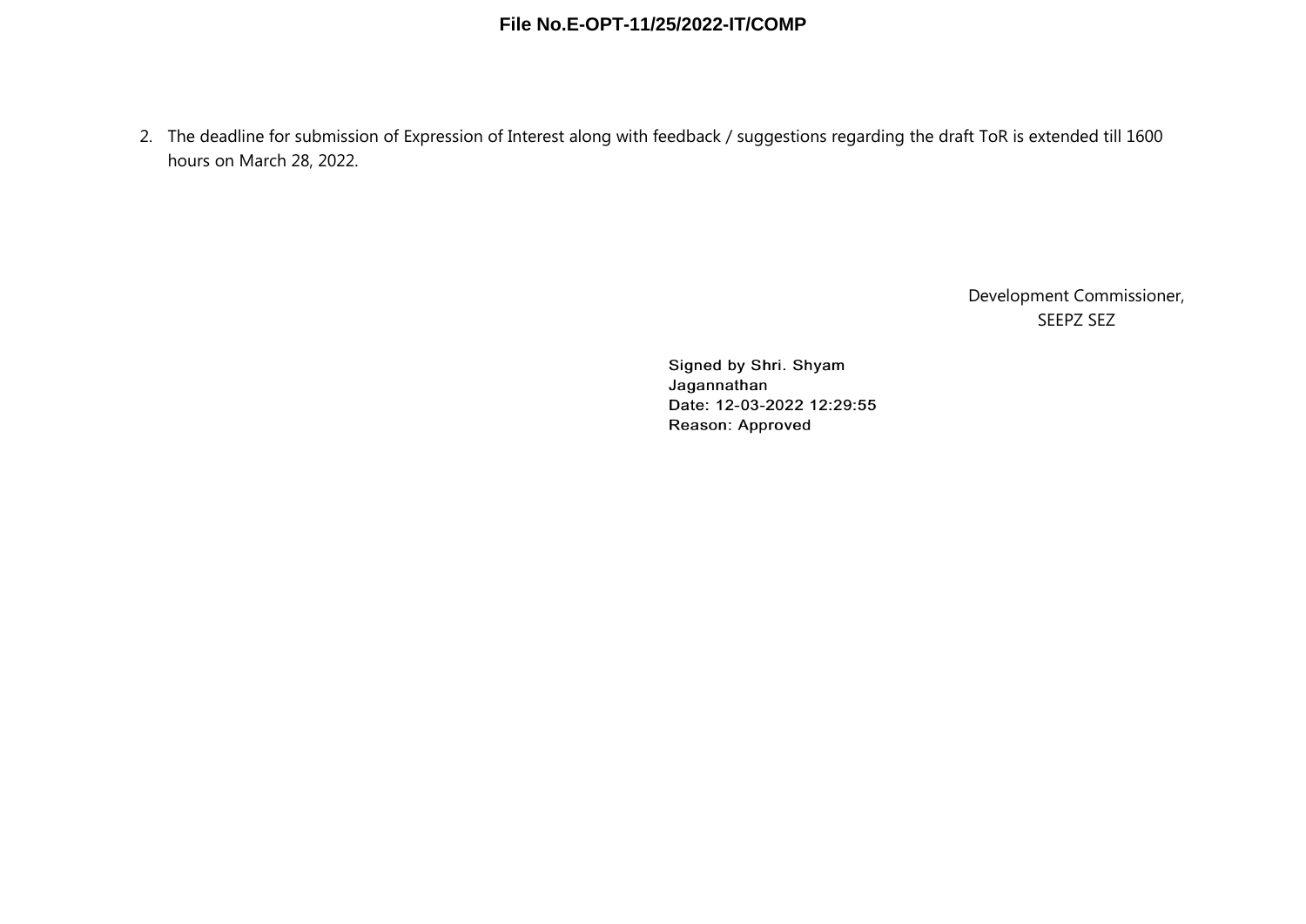2. The deadline for submission of Expression of Interest along with feedback / suggestions regarding the draft ToR is extended till 1600 hours on March 28, 2022.

Development Commissioner,
SEEPZ SEZ

Signed by Shri. Shyam Jagannathan
Date: 12-03-2022 12:29:55
Reason: Approved